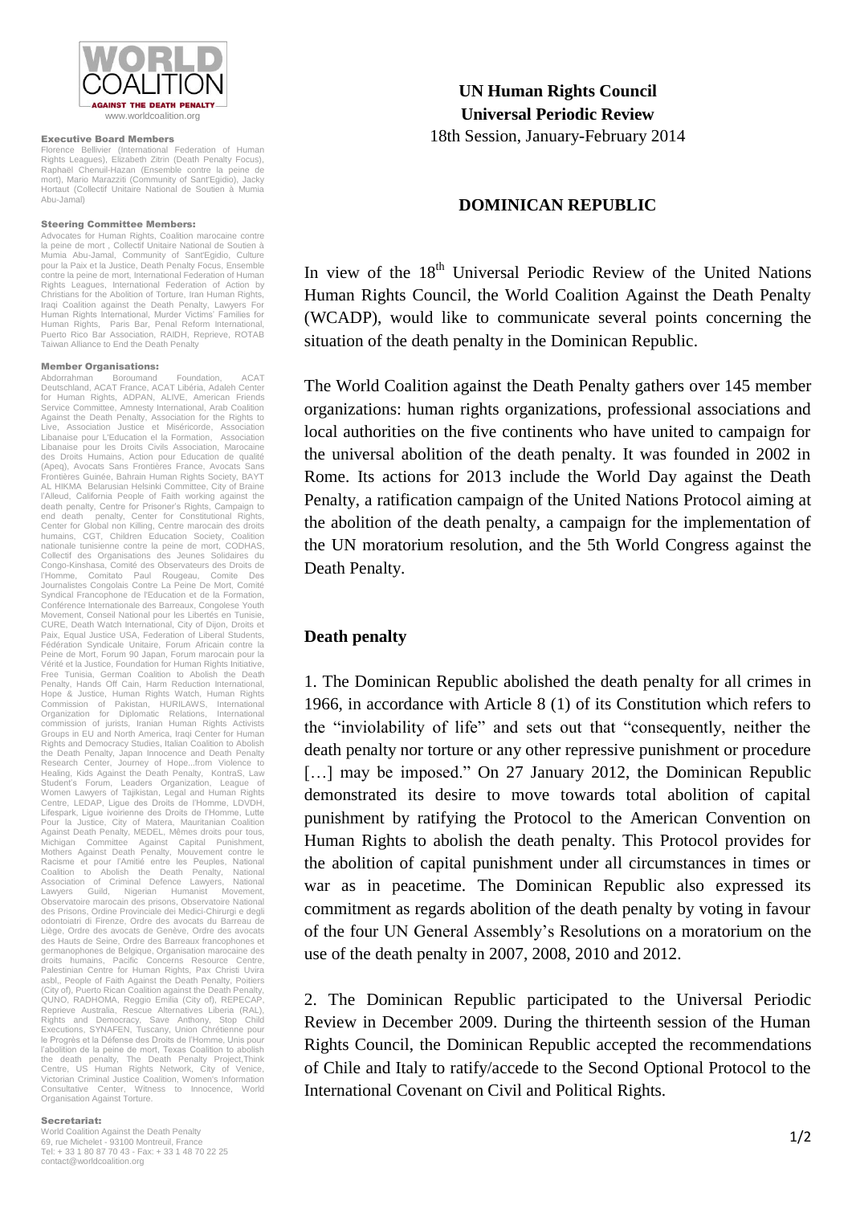www.worldcoalition.org

**Executive Board Members**

Florence Bellivier (International Federation of Human Rights Leagues), Elizabeth Zitrin (Death Penalty Focus), Raphaël Chenuil-Hazan (Ensemble contre la peine de mort), Mario Marazziti (Community of Sant'Egidio), Jacky Hortaut (Collectif Unitaire National de Soutien à Mumia Abu-Jamal)

**Steering Committee Members:**

Advocates for Human Rights, Coalition marocaine contre la peine de mort , Collectif Unitaire National de Soutien à Mumia Abu-Jamal, Community of Sant'Egidio, Culture pour la Paix et la Justice, Death Penalty Focus, Ensemble contre la peine de mort, International Federation of Human Rights Leagues, International Federation of Action by Christians for the Abolition of Torture, Iran Human Rights, Iraqi Coalition against the Death Penalty, Lawyers For Human Rights International, Murder Victims' Families for Human Rights, Paris Bar, Penal Reform International, Puerto Rico Bar Association, RAIDH, Reprieve, ROTAB Taiwan Alliance to End the Death Penalty

**Member Organisations:**

Abdorrahman Boroumand Foundation, ACAT Deutschland, ACAT France, ACAT Libéria, Adaleh Center for Human Rights, ADPAN, ALIVE, American Friends Service Committee, Amnesty International, Arab Coalition Against the Death Penalty, Association for the Rights to Live, Association Justice et Miséricorde, Association Libanaise pour L'Education et la Formation, Association Libanaise pour les Droits Civils Association, Marocaine des Droits Humains, Action pour Education de qualité (Apeq), Avocats Sans Frontières France, Avocats Sans Frontières Guinée, Bahrain Human Rights Society, BAYT AL HIKMA Belarusian Helsinki Committee, City of Braine l'Alleud, California People of Faith working against the death penalty, Centre for Prisoner's Rights, Campaign to end death penalty, Center for Constitutional Rights, Center for Global non Killing, Centre marocain des droits humains, CGT, Children Education Society, Coalition nationale tunisienne contre la peine de mort, CODHAS, Collectif des Organisations des Jeunes Solidaires du Congo-Kinshasa, Comité des Observateurs des Droits de l'Homme, Comitato Paul Rougeau, Comite Des Journalistes Congolais Contre La Peine De Mort, Comité Syndical Francophone de l'Education et de la Formation, Conférence Internationale des Barreaux, Congolese Youth Movement, Conseil National pour les Libertés en Tunisie, CURE, Death Watch International, City of Dijon, Droits et Paix, Equal Justice USA, Federation of Liberal Students, Fédération Syndicale Unitaire, Forum Africain contre la Peine de Mort, Forum 90 Japan, Forum marocain pour la Vérité et la Justice, Foundation for Human Rights Initiative, Free Tunisia, German Coalition to Abolish the Death Penalty, Hands Off Cain, Harm Reduction International, Hope & Justice, Human Rights Watch, Human Rights Commission of Pakistan, HURILAWS, International Organization for Diplomatic Relations, International commission of jurists, Iranian Human Rights Activists Groups in EU and North America, Iraqi Center for Human Rights and Democracy Studies, Italian Coalition to Abolish the Death Penalty, Japan Innocence and Death Penalty Research Center, Journey of Hope...from Violence to Healing, Kids Against the Death Penalty, KontraS, Law Student's Forum, Leaders Organization, League of Women Lawyers of Tajikistan, Legal and Human Rights Centre, LEDAP, Ligue des Droits de l'Homme, LDVDH, Lifespark, Ligue ivoirienne des Droits de l'Homme, Lutte Pour la Justice, City of Matera, Mauritanian Coalition Against Death Penalty, MEDEL, Mêmes droits pour tous, Michigan Committee Against Capital Punishment, Mothers Against Death Penalty, Mouvement contre le Racisme et pour l'Amitié entre les Peuples, National Coalition to Abolish the Death Penalty, National Association of Criminal Defence Lawyers, National Lawyers Guild, Nigerian Humanist Movement, Observatoire marocain des prisons, Observatoire National des Prisons, Ordine Provinciale dei Medici-Chirurgi e degli odontoiatri di Firenze, Ordre des avocats du Barreau de Liège, Ordre des avocats de Genève, Ordre des avocats des Hauts de Seine, Ordre des Barreaux francophones et germanophones de Belgique, Organisation marocaine des droits humains, Pacific Concerns Resource Centre, Palestinian Centre for Human Rights, Pax Christi Uvira asbl,, People of Faith Against the Death Penalty, Poitiers (City of), Puerto Rican Coalition against the Death Penalty, QUNO, RADHOMA, Reggio Emilia (City of), REPECAP, Reprieve Australia, Rescue Alternatives Liberia (RAL), Rights and Democracy, Save Anthony, Stop Child Executions, SYNAFEN, Tuscany, Union Chrétienne pour le Progrès et la Défense des Droits de l'Homme, Unis pour l'abolition de la peine de mort, Texas Coalition to abolish the death penalty, The Death Penalty Project,Think Centre, US Human Rights Network, City of Venice, Victorian Criminal Justice Coalition, Women's Information Consultative Center, Witness to Innocence, World Organisation Against Torture.

**Secretariat:**

World Coalition Against the Death Penalty
69, rue Michelet - 93100 Montreuil, France
Tel: + 33 1 80 87 70 43 - Fax: + 33 1 48 70 22 25
contact@worldcoalition.org

**UN Human Rights Council**
**Universal Periodic Review**
18th Session, January-February 2014

## DOMINICAN REPUBLIC

In view of the 18th Universal Periodic Review of the United Nations Human Rights Council, the World Coalition Against the Death Penalty (WCADP), would like to communicate several points concerning the situation of the death penalty in the Dominican Republic.

The World Coalition against the Death Penalty gathers over 145 member organizations: human rights organizations, professional associations and local authorities on the five continents who have united to campaign for the universal abolition of the death penalty. It was founded in 2002 in Rome. Its actions for 2013 include the World Day against the Death Penalty, a ratification campaign of the United Nations Protocol aiming at the abolition of the death penalty, a campaign for the implementation of the UN moratorium resolution, and the 5th World Congress against the Death Penalty.

### Death penalty

1. The Dominican Republic abolished the death penalty for all crimes in 1966, in accordance with Article 8 (1) of its Constitution which refers to the "inviolability of life" and sets out that "consequently, neither the death penalty nor torture or any other repressive punishment or procedure [...] may be imposed." On 27 January 2012, the Dominican Republic demonstrated its desire to move towards total abolition of capital punishment by ratifying the Protocol to the American Convention on Human Rights to abolish the death penalty. This Protocol provides for the abolition of capital punishment under all circumstances in times or war as in peacetime. The Dominican Republic also expressed its commitment as regards abolition of the death penalty by voting in favour of the four UN General Assembly's Resolutions on a moratorium on the use of the death penalty in 2007, 2008, 2010 and 2012.

2. The Dominican Republic participated to the Universal Periodic Review in December 2009. During the thirteenth session of the Human Rights Council, the Dominican Republic accepted the recommendations of Chile and Italy to ratify/accede to the Second Optional Protocol to the International Covenant on Civil and Political Rights.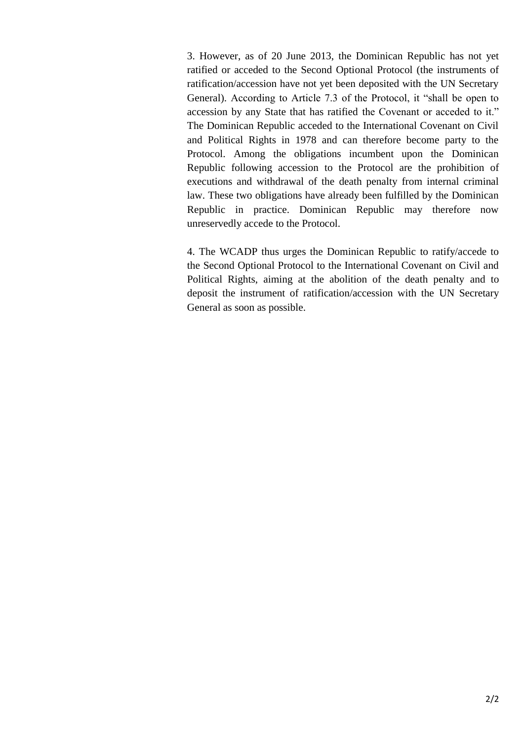3. However, as of 20 June 2013, the Dominican Republic has not yet ratified or acceded to the Second Optional Protocol (the instruments of ratification/accession have not yet been deposited with the UN Secretary General). According to Article 7.3 of the Protocol, it "shall be open to accession by any State that has ratified the Covenant or acceded to it." The Dominican Republic acceded to the International Covenant on Civil and Political Rights in 1978 and can therefore become party to the Protocol. Among the obligations incumbent upon the Dominican Republic following accession to the Protocol are the prohibition of executions and withdrawal of the death penalty from internal criminal law. These two obligations have already been fulfilled by the Dominican Republic in practice. Dominican Republic may therefore now unreservedly accede to the Protocol.

4. The WCADP thus urges the Dominican Republic to ratify/accede to the Second Optional Protocol to the International Covenant on Civil and Political Rights, aiming at the abolition of the death penalty and to deposit the instrument of ratification/accession with the UN Secretary General as soon as possible.